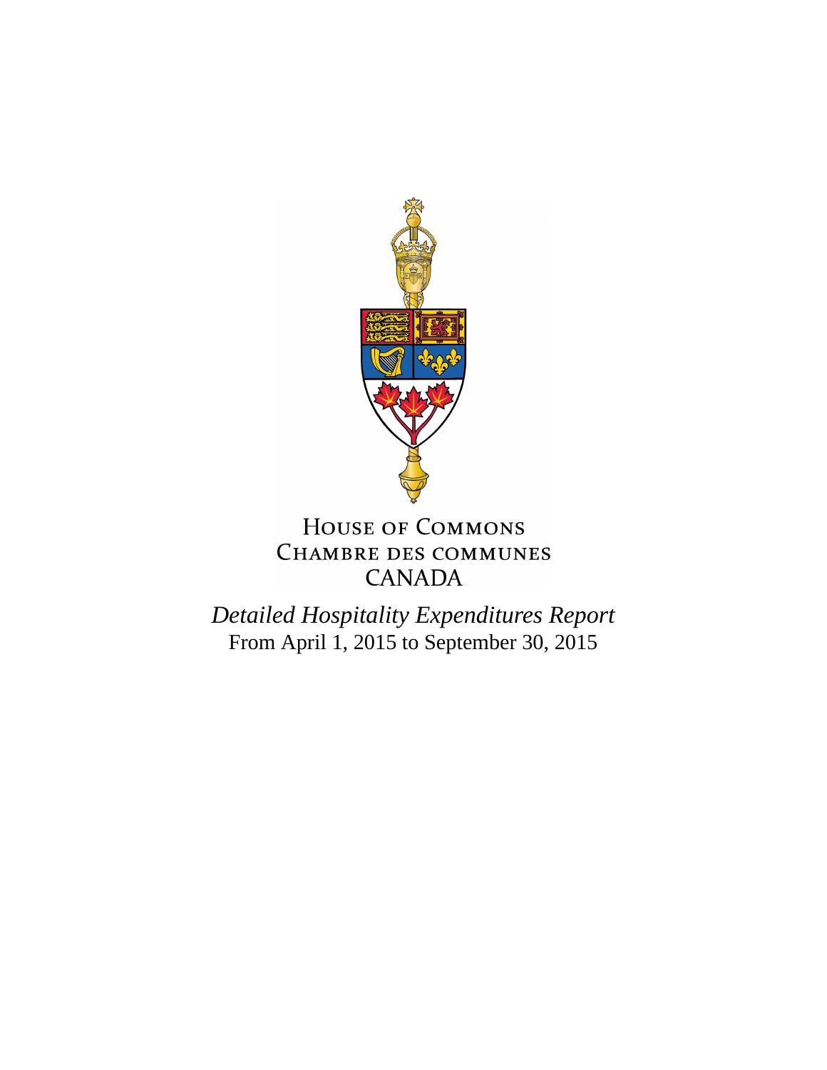HOUSE OF COMMONS
CHAMBRE DES COMMUNES
CANADA

# *Detailed Hospitality Expenditures Report*

From April 1, 2015 to September 30, 2015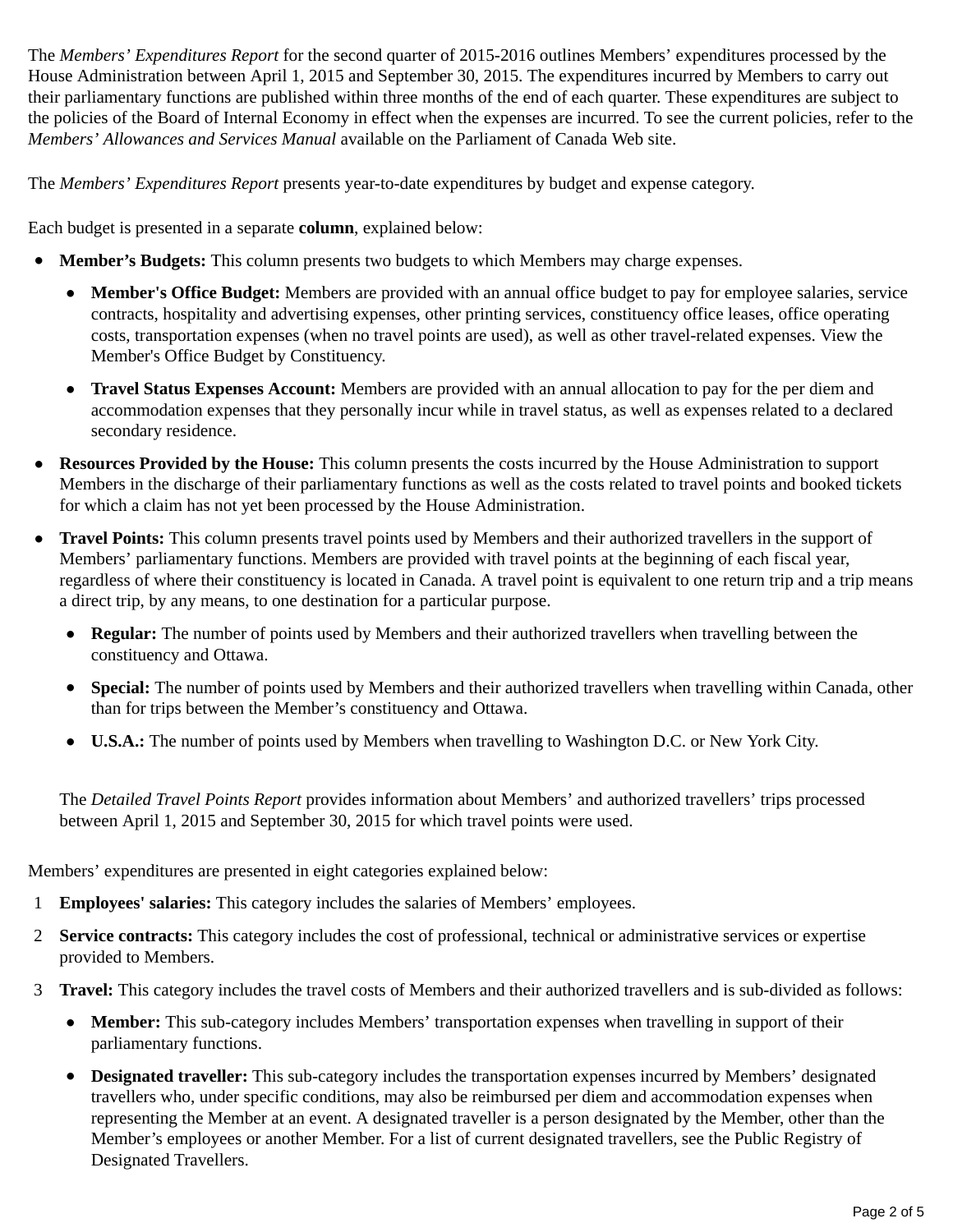The *Members' Expenditures Report* for the second quarter of 2015-2016 outlines Members' expenditures processed by the House Administration between April 1, 2015 and September 30, 2015. The expenditures incurred by Members to carry out their parliamentary functions are published within three months of the end of each quarter. These expenditures are subject to the policies of the Board of Internal Economy in effect when the expenses are incurred. To see the current policies, refer to the *Members' Allowances and Services Manual* available on the Parliament of Canada Web site.

The *Members' Expenditures Report* presents year-to-date expenditures by budget and expense category.

Each budget is presented in a separate **column**, explained below:

- **Member's Budgets:** This column presents two budgets to which Members may charge expenses.
  - **Member's Office Budget:** Members are provided with an annual office budget to pay for employee salaries, service contracts, hospitality and advertising expenses, other printing services, constituency office leases, office operating costs, transportation expenses (when no travel points are used), as well as other travel-related expenses. View the Member's Office Budget by Constituency.
  - **Travel Status Expenses Account:** Members are provided with an annual allocation to pay for the per diem and accommodation expenses that they personally incur while in travel status, as well as expenses related to a declared secondary residence.
- **Resources Provided by the House:** This column presents the costs incurred by the House Administration to support Members in the discharge of their parliamentary functions as well as the costs related to travel points and booked tickets for which a claim has not yet been processed by the House Administration.
- **Travel Points:** This column presents travel points used by Members and their authorized travellers in the support of Members' parliamentary functions. Members are provided with travel points at the beginning of each fiscal year, regardless of where their constituency is located in Canada. A travel point is equivalent to one return trip and a trip means a direct trip, by any means, to one destination for a particular purpose.
  - **Regular:** The number of points used by Members and their authorized travellers when travelling between the constituency and Ottawa.
  - **Special:** The number of points used by Members and their authorized travellers when travelling within Canada, other than for trips between the Member's constituency and Ottawa.
  - **U.S.A.:** The number of points used by Members when travelling to Washington D.C. or New York City.

  The *Detailed Travel Points Report* provides information about Members' and authorized travellers' trips processed between April 1, 2015 and September 30, 2015 for which travel points were used.

Members' expenditures are presented in eight categories explained below:

1. **Employees' salaries:** This category includes the salaries of Members' employees.
2. **Service contracts:** This category includes the cost of professional, technical or administrative services or expertise provided to Members.
3. **Travel:** This category includes the travel costs of Members and their authorized travellers and is sub-divided as follows:
   - **Member:** This sub-category includes Members' transportation expenses when travelling in support of their parliamentary functions.
   - **Designated traveller:** This sub-category includes the transportation expenses incurred by Members' designated travellers who, under specific conditions, may also be reimbursed per diem and accommodation expenses when representing the Member at an event. A designated traveller is a person designated by the Member, other than the Member's employees or another Member. For a list of current designated travellers, see the Public Registry of Designated Travellers.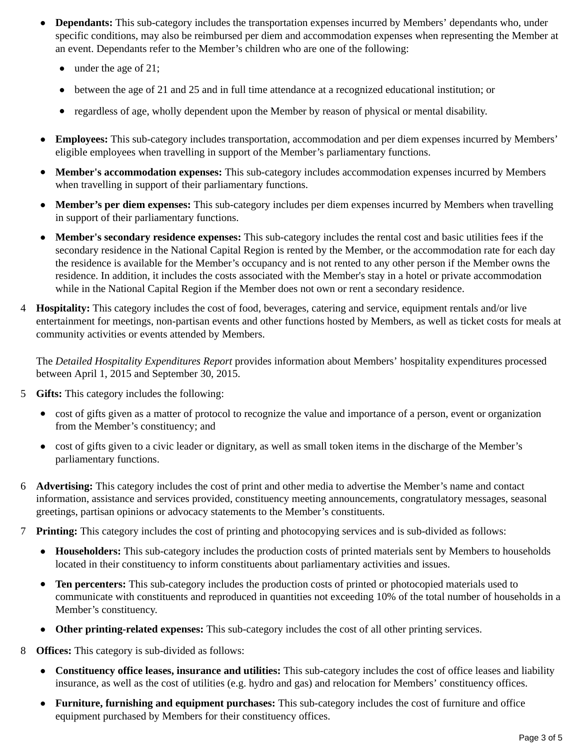- **Dependants:** This sub-category includes the transportation expenses incurred by Members' dependants who, under specific conditions, may also be reimbursed per diem and accommodation expenses when representing the Member at an event. Dependants refer to the Member's children who are one of the following:
  - under the age of 21;
  - between the age of 21 and 25 and in full time attendance at a recognized educational institution; or
  - regardless of age, wholly dependent upon the Member by reason of physical or mental disability.
- **Employees:** This sub-category includes transportation, accommodation and per diem expenses incurred by Members' eligible employees when travelling in support of the Member's parliamentary functions.
- **Member's accommodation expenses:** This sub-category includes accommodation expenses incurred by Members when travelling in support of their parliamentary functions.
- **Member's per diem expenses:** This sub-category includes per diem expenses incurred by Members when travelling in support of their parliamentary functions.
- **Member's secondary residence expenses:** This sub-category includes the rental cost and basic utilities fees if the secondary residence in the National Capital Region is rented by the Member, or the accommodation rate for each day the residence is available for the Member's occupancy and is not rented to any other person if the Member owns the residence. In addition, it includes the costs associated with the Member's stay in a hotel or private accommodation while in the National Capital Region if the Member does not own or rent a secondary residence.

4 **Hospitality:** This category includes the cost of food, beverages, catering and service, equipment rentals and/or live entertainment for meetings, non-partisan events and other functions hosted by Members, as well as ticket costs for meals at community activities or events attended by Members.

The *Detailed Hospitality Expenditures Report* provides information about Members' hospitality expenditures processed between April 1, 2015 and September 30, 2015.

5 **Gifts:** This category includes the following:

- cost of gifts given as a matter of protocol to recognize the value and importance of a person, event or organization from the Member's constituency; and
- cost of gifts given to a civic leader or dignitary, as well as small token items in the discharge of the Member's parliamentary functions.

6 **Advertising:** This category includes the cost of print and other media to advertise the Member's name and contact information, assistance and services provided, constituency meeting announcements, congratulatory messages, seasonal greetings, partisan opinions or advocacy statements to the Member's constituents.

7 **Printing:** This category includes the cost of printing and photocopying services and is sub-divided as follows:

- **Householders:** This sub-category includes the production costs of printed materials sent by Members to households located in their constituency to inform constituents about parliamentary activities and issues.
- **Ten percenters:** This sub-category includes the production costs of printed or photocopied materials used to communicate with constituents and reproduced in quantities not exceeding 10% of the total number of households in a Member's constituency.
- **Other printing-related expenses:** This sub-category includes the cost of all other printing services.

8 **Offices:** This category is sub-divided as follows:

- **Constituency office leases, insurance and utilities:** This sub-category includes the cost of office leases and liability insurance, as well as the cost of utilities (e.g. hydro and gas) and relocation for Members' constituency offices.
- **Furniture, furnishing and equipment purchases:** This sub-category includes the cost of furniture and office equipment purchased by Members for their constituency offices.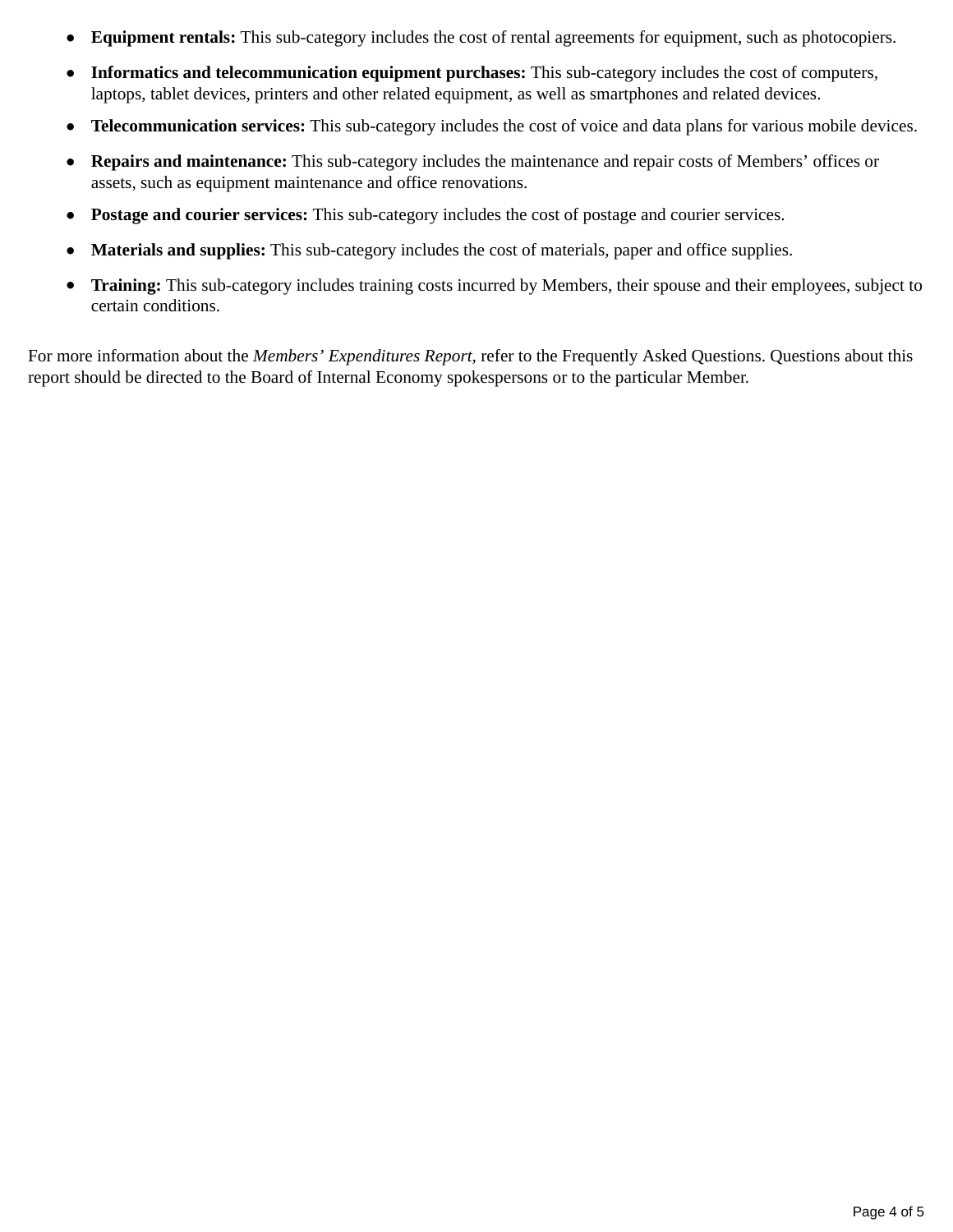- **Equipment rentals:** This sub-category includes the cost of rental agreements for equipment, such as photocopiers.
- **Informatics and telecommunication equipment purchases:** This sub-category includes the cost of computers, laptops, tablet devices, printers and other related equipment, as well as smartphones and related devices.
- **Telecommunication services:** This sub-category includes the cost of voice and data plans for various mobile devices.
- **Repairs and maintenance:** This sub-category includes the maintenance and repair costs of Members' offices or assets, such as equipment maintenance and office renovations.
- **Postage and courier services:** This sub-category includes the cost of postage and courier services.
- **Materials and supplies:** This sub-category includes the cost of materials, paper and office supplies.
- **Training:** This sub-category includes training costs incurred by Members, their spouse and their employees, subject to certain conditions.

For more information about the *Members' Expenditures Report*, refer to the Frequently Asked Questions. Questions about this report should be directed to the Board of Internal Economy spokespersons or to the particular Member.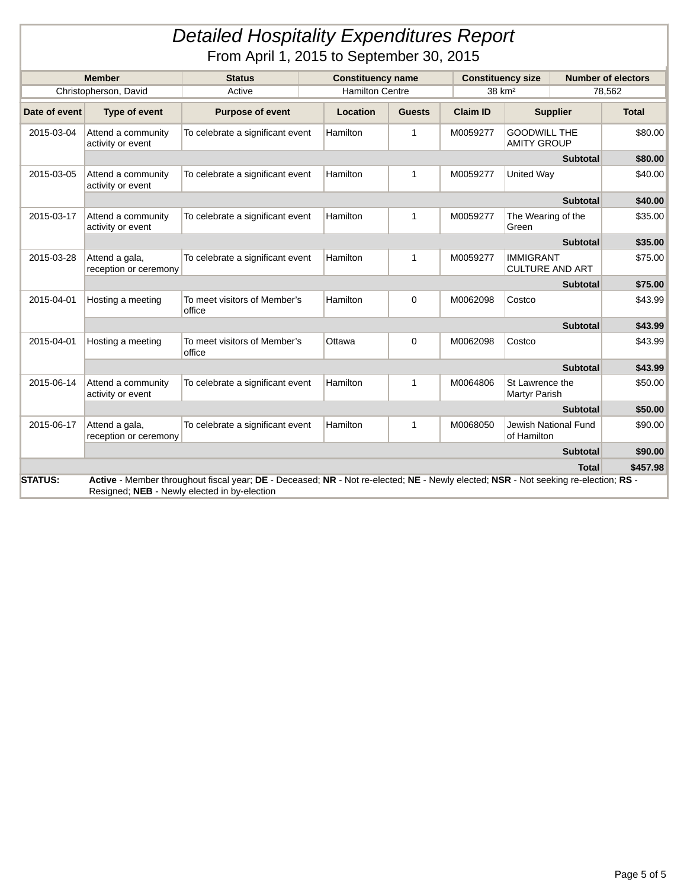# *Detailed Hospitality Expenditures Report*

## From April 1, 2015 to September 30, 2015

| Member | Status | Constituency name | Constituency size | Number of electors |
|---|---|---|---|---|
| Christopherson, David | Active | Hamilton Centre | 38 km² | 78,562 |

| Date of event | Type of event | Purpose of event | Location | Guests | Claim ID | Supplier | Total |
|---|---|---|---|---|---|---|---|
| 2015-03-04 | Attend a community activity or event | To celebrate a significant event | Hamilton | 1 | M0059277 | GOODWILL THE AMITY GROUP | $80.00 |
| | | | | | | **Subtotal** | **$80.00** |
| 2015-03-05 | Attend a community activity or event | To celebrate a significant event | Hamilton | 1 | M0059277 | United Way | $40.00 |
| | | | | | | **Subtotal** | **$40.00** |
| 2015-03-17 | Attend a community activity or event | To celebrate a significant event | Hamilton | 1 | M0059277 | The Wearing of the Green | $35.00 |
| | | | | | | **Subtotal** | **$35.00** |
| 2015-03-28 | Attend a gala, reception or ceremony | To celebrate a significant event | Hamilton | 1 | M0059277 | IMMIGRANT CULTURE AND ART | $75.00 |
| | | | | | | **Subtotal** | **$75.00** |
| 2015-04-01 | Hosting a meeting | To meet visitors of Member's office | Hamilton | 0 | M0062098 | Costco | $43.99 |
| | | | | | | **Subtotal** | **$43.99** |
| 2015-04-01 | Hosting a meeting | To meet visitors of Member's office | Ottawa | 0 | M0062098 | Costco | $43.99 |
| | | | | | | **Subtotal** | **$43.99** |
| 2015-06-14 | Attend a community activity or event | To celebrate a significant event | Hamilton | 1 | M0064806 | St Lawrence the Martyr Parish | $50.00 |
| | | | | | | **Subtotal** | **$50.00** |
| 2015-06-17 | Attend a gala, reception or ceremony | To celebrate a significant event | Hamilton | 1 | M0068050 | Jewish National Fund of Hamilton | $90.00 |
| | | | | | | **Subtotal** | **$90.00** |
| | | | | | | **Total** | **$457.98** |

**STATUS:** **Active** - Member throughout fiscal year; **DE** - Deceased; **NR** - Not re-elected; **NE** - Newly elected; **NSR** - Not seeking re-election; **RS** - Resigned; **NEB** - Newly elected in by-election